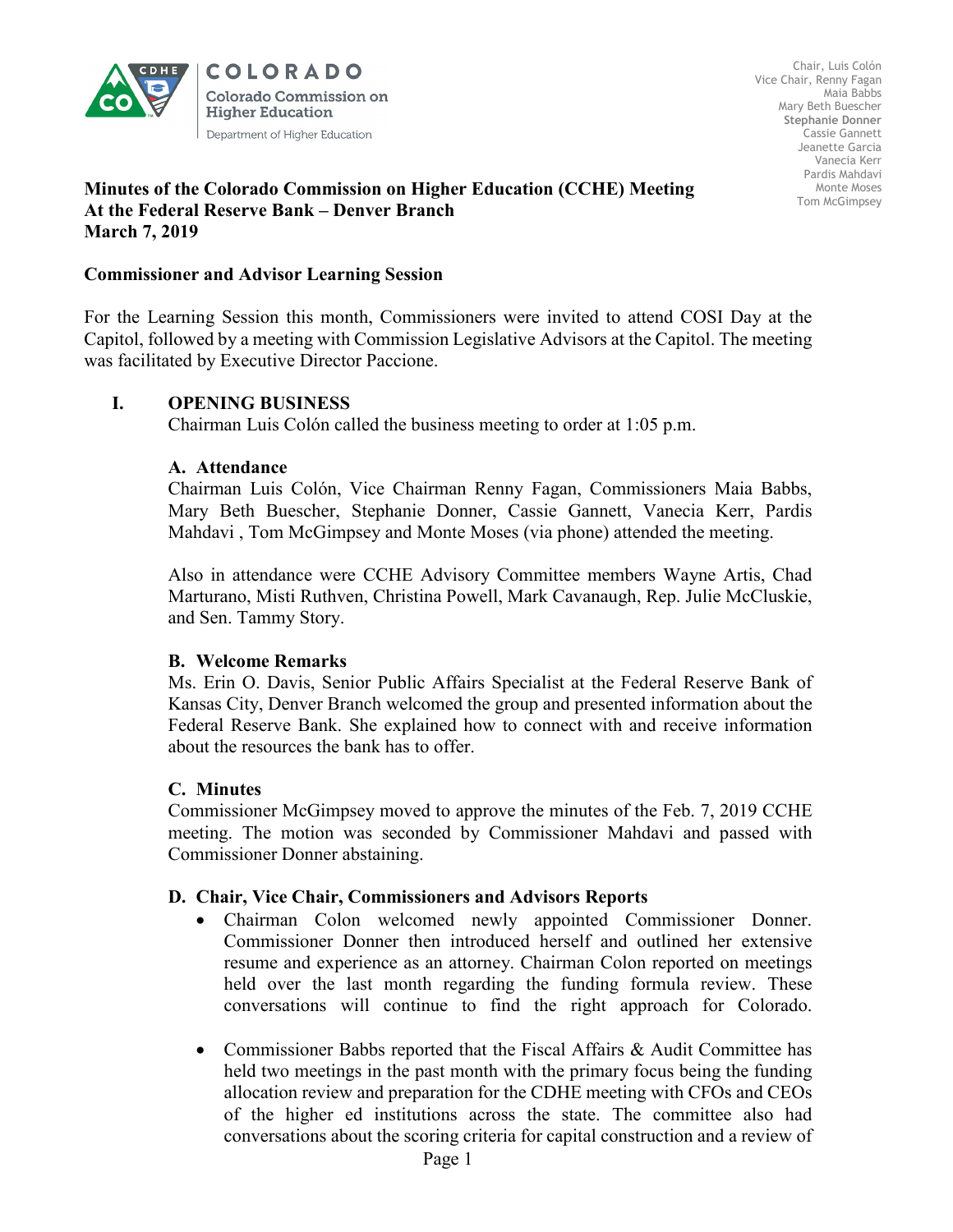COLORADO
Colorado Commission on Higher Education
Department of Higher Education

Chair, Luis Colón
Vice Chair, Renny Fagan
Maia Babbs
Mary Beth Buescher
Stephanie Donner
Cassie Gannett
Jeanette Garcia
Vanecia Kerr
Pardis Mahdavi
Monte Moses
Tom McGimpsey

**Minutes of the Colorado Commission on Higher Education (CCHE) Meeting**
**At the Federal Reserve Bank – Denver Branch**
**March 7, 2019**

**Commissioner and Advisor Learning Session**

For the Learning Session this month, Commissioners were invited to attend COSI Day at the Capitol, followed by a meeting with Commission Legislative Advisors at the Capitol. The meeting was facilitated by Executive Director Paccione.

## I. OPENING BUSINESS

Chairman Luis Colón called the business meeting to order at 1:05 p.m.

### A. Attendance

Chairman Luis Colón, Vice Chairman Renny Fagan, Commissioners Maia Babbs, Mary Beth Buescher, Stephanie Donner, Cassie Gannett, Vanecia Kerr, Pardis Mahdavi , Tom McGimpsey and Monte Moses (via phone) attended the meeting.

Also in attendance were CCHE Advisory Committee members Wayne Artis, Chad Marturano, Misti Ruthven, Christina Powell, Mark Cavanaugh, Rep. Julie McCluskie, and Sen. Tammy Story.

### B. Welcome Remarks

Ms. Erin O. Davis, Senior Public Affairs Specialist at the Federal Reserve Bank of Kansas City, Denver Branch welcomed the group and presented information about the Federal Reserve Bank. She explained how to connect with and receive information about the resources the bank has to offer.

### C. Minutes

Commissioner McGimpsey moved to approve the minutes of the Feb. 7, 2019 CCHE meeting. The motion was seconded by Commissioner Mahdavi and passed with Commissioner Donner abstaining.

### D. Chair, Vice Chair, Commissioners and Advisors Reports

- Chairman Colon welcomed newly appointed Commissioner Donner. Commissioner Donner then introduced herself and outlined her extensive resume and experience as an attorney. Chairman Colon reported on meetings held over the last month regarding the funding formula review. These conversations will continue to find the right approach for Colorado.

- Commissioner Babbs reported that the Fiscal Affairs & Audit Committee has held two meetings in the past month with the primary focus being the funding allocation review and preparation for the CDHE meeting with CFOs and CEOs of the higher ed institutions across the state. The committee also had conversations about the scoring criteria for capital construction and a review of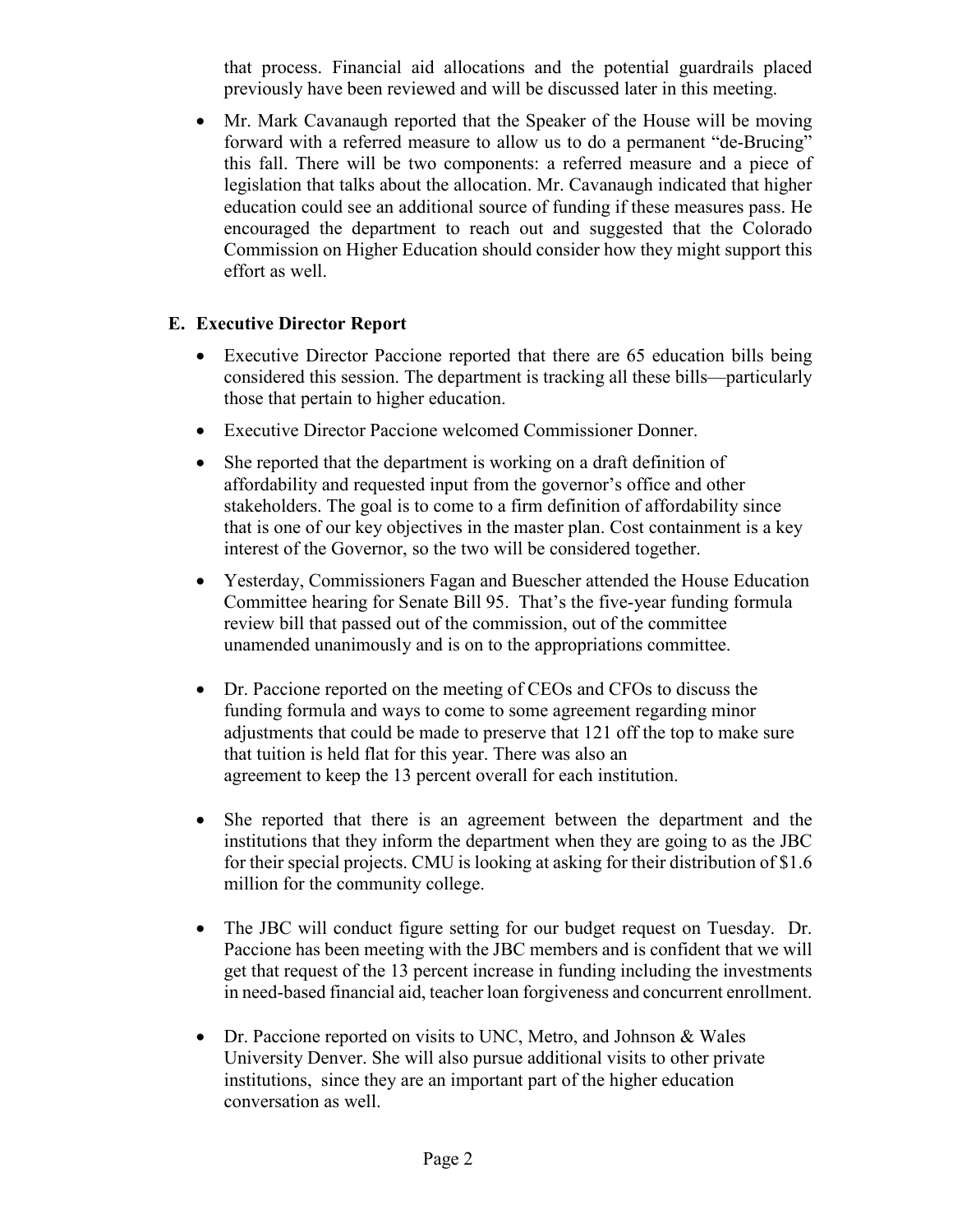that process. Financial aid allocations and the potential guardrails placed previously have been reviewed and will be discussed later in this meeting.

- Mr. Mark Cavanaugh reported that the Speaker of the House will be moving forward with a referred measure to allow us to do a permanent "de-Brucing" this fall. There will be two components: a referred measure and a piece of legislation that talks about the allocation. Mr. Cavanaugh indicated that higher education could see an additional source of funding if these measures pass. He encouraged the department to reach out and suggested that the Colorado Commission on Higher Education should consider how they might support this effort as well.

## E. Executive Director Report

- Executive Director Paccione reported that there are 65 education bills being considered this session. The department is tracking all these bills—particularly those that pertain to higher education.
- Executive Director Paccione welcomed Commissioner Donner.
- She reported that the department is working on a draft definition of affordability and requested input from the governor's office and other stakeholders. The goal is to come to a firm definition of affordability since that is one of our key objectives in the master plan. Cost containment is a key interest of the Governor, so the two will be considered together.
- Yesterday, Commissioners Fagan and Buescher attended the House Education Committee hearing for Senate Bill 95. That's the five-year funding formula review bill that passed out of the commission, out of the committee unamended unanimously and is on to the appropriations committee.
- Dr. Paccione reported on the meeting of CEOs and CFOs to discuss the funding formula and ways to come to some agreement regarding minor adjustments that could be made to preserve that 121 off the top to make sure that tuition is held flat for this year. There was also an agreement to keep the 13 percent overall for each institution.
- She reported that there is an agreement between the department and the institutions that they inform the department when they are going to as the JBC for their special projects. CMU is looking at asking for their distribution of $1.6 million for the community college.
- The JBC will conduct figure setting for our budget request on Tuesday. Dr. Paccione has been meeting with the JBC members and is confident that we will get that request of the 13 percent increase in funding including the investments in need-based financial aid, teacher loan forgiveness and concurrent enrollment.
- Dr. Paccione reported on visits to UNC, Metro, and Johnson & Wales University Denver. She will also pursue additional visits to other private institutions, since they are an important part of the higher education conversation as well.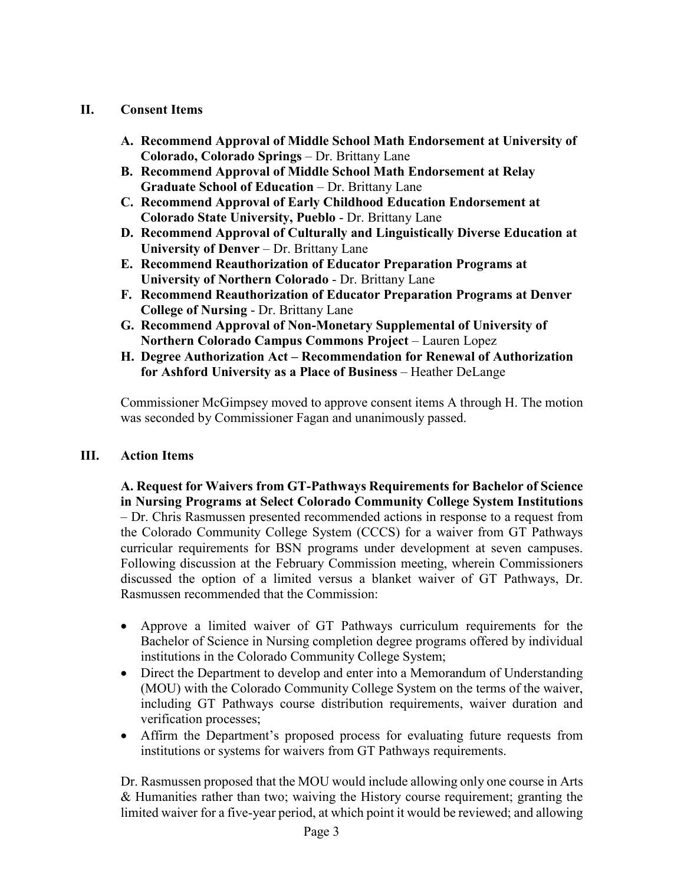## II. Consent Items

A. **Recommend Approval of Middle School Math Endorsement at University of Colorado, Colorado Springs** – Dr. Brittany Lane

B. **Recommend Approval of Middle School Math Endorsement at Relay Graduate School of Education** – Dr. Brittany Lane

C. **Recommend Approval of Early Childhood Education Endorsement at Colorado State University, Pueblo** - Dr. Brittany Lane

D. **Recommend Approval of Culturally and Linguistically Diverse Education at University of Denver** – Dr. Brittany Lane

E. **Recommend Reauthorization of Educator Preparation Programs at University of Northern Colorado** - Dr. Brittany Lane

F. **Recommend Reauthorization of Educator Preparation Programs at Denver College of Nursing** - Dr. Brittany Lane

G. **Recommend Approval of Non-Monetary Supplemental of University of Northern Colorado Campus Commons Project** – Lauren Lopez

H. **Degree Authorization Act – Recommendation for Renewal of Authorization for Ashford University as a Place of Business** – Heather DeLange

Commissioner McGimpsey moved to approve consent items A through H. The motion was seconded by Commissioner Fagan and unanimously passed.

## III. Action Items

**A. Request for Waivers from GT-Pathways Requirements for Bachelor of Science in Nursing Programs at Select Colorado Community College System Institutions** – Dr. Chris Rasmussen presented recommended actions in response to a request from the Colorado Community College System (CCCS) for a waiver from GT Pathways curricular requirements for BSN programs under development at seven campuses. Following discussion at the February Commission meeting, wherein Commissioners discussed the option of a limited versus a blanket waiver of GT Pathways, Dr. Rasmussen recommended that the Commission:

- Approve a limited waiver of GT Pathways curriculum requirements for the Bachelor of Science in Nursing completion degree programs offered by individual institutions in the Colorado Community College System;
- Direct the Department to develop and enter into a Memorandum of Understanding (MOU) with the Colorado Community College System on the terms of the waiver, including GT Pathways course distribution requirements, waiver duration and verification processes;
- Affirm the Department's proposed process for evaluating future requests from institutions or systems for waivers from GT Pathways requirements.

Dr. Rasmussen proposed that the MOU would include allowing only one course in Arts & Humanities rather than two; waiving the History course requirement; granting the limited waiver for a five-year period, at which point it would be reviewed; and allowing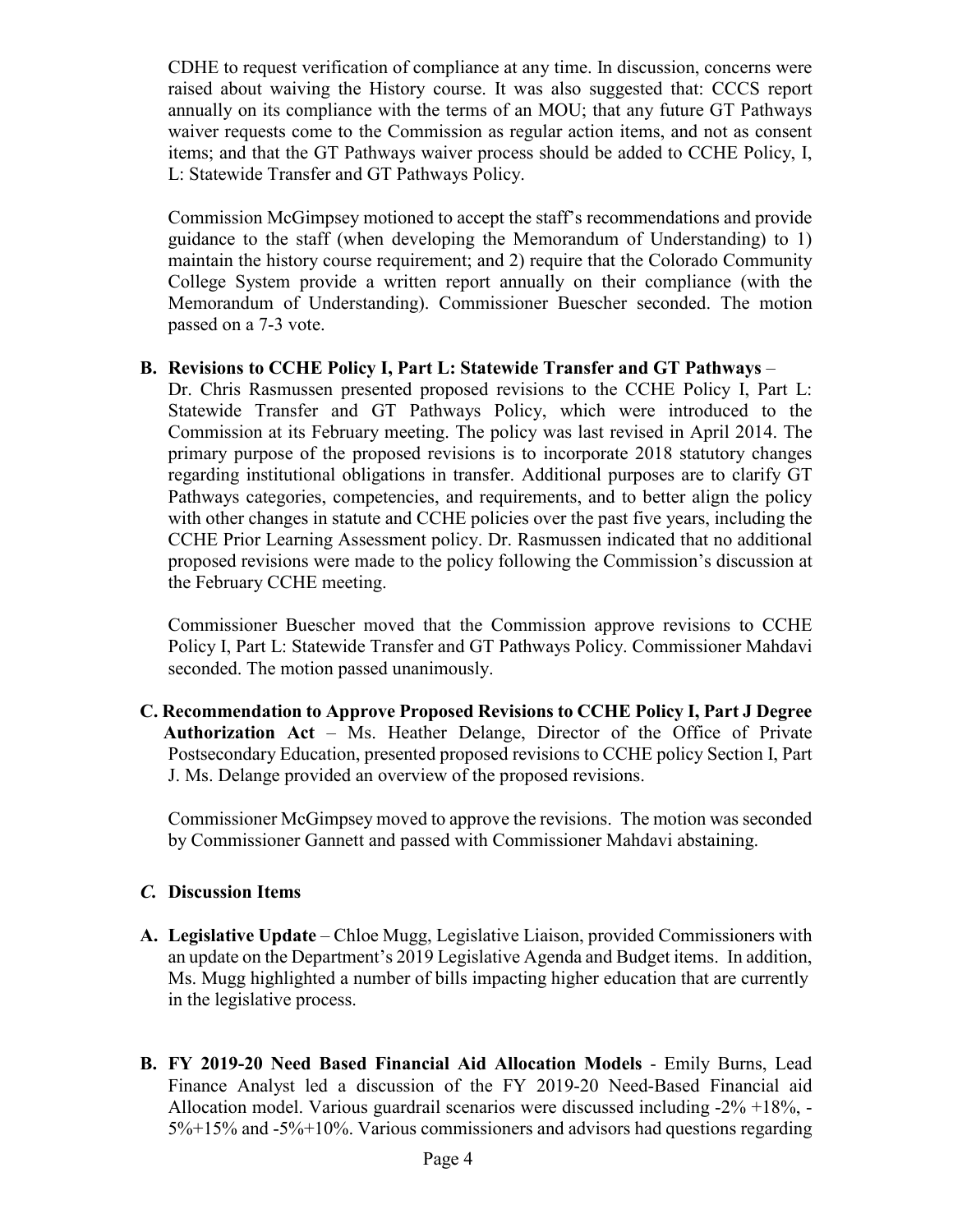CDHE to request verification of compliance at any time. In discussion, concerns were raised about waiving the History course. It was also suggested that: CCCS report annually on its compliance with the terms of an MOU; that any future GT Pathways waiver requests come to the Commission as regular action items, and not as consent items; and that the GT Pathways waiver process should be added to CCHE Policy, I, L: Statewide Transfer and GT Pathways Policy.

Commission McGimpsey motioned to accept the staff's recommendations and provide guidance to the staff (when developing the Memorandum of Understanding) to 1) maintain the history course requirement; and 2) require that the Colorado Community College System provide a written report annually on their compliance (with the Memorandum of Understanding). Commissioner Buescher seconded. The motion passed on a 7-3 vote.

**B. Revisions to CCHE Policy I, Part L: Statewide Transfer and GT Pathways** –
Dr. Chris Rasmussen presented proposed revisions to the CCHE Policy I, Part L: Statewide Transfer and GT Pathways Policy, which were introduced to the Commission at its February meeting. The policy was last revised in April 2014. The primary purpose of the proposed revisions is to incorporate 2018 statutory changes regarding institutional obligations in transfer. Additional purposes are to clarify GT Pathways categories, competencies, and requirements, and to better align the policy with other changes in statute and CCHE policies over the past five years, including the CCHE Prior Learning Assessment policy. Dr. Rasmussen indicated that no additional proposed revisions were made to the policy following the Commission's discussion at the February CCHE meeting.

Commissioner Buescher moved that the Commission approve revisions to CCHE Policy I, Part L: Statewide Transfer and GT Pathways Policy. Commissioner Mahdavi seconded. The motion passed unanimously.

**C. Recommendation to Approve Proposed Revisions to CCHE Policy I, Part J Degree Authorization Act** – Ms. Heather Delange, Director of the Office of Private Postsecondary Education, presented proposed revisions to CCHE policy Section I, Part J. Ms. Delange provided an overview of the proposed revisions.

Commissioner McGimpsey moved to approve the revisions. The motion was seconded by Commissioner Gannett and passed with Commissioner Mahdavi abstaining.

## *C.* Discussion Items

**A. Legislative Update** – Chloe Mugg, Legislative Liaison, provided Commissioners with an update on the Department's 2019 Legislative Agenda and Budget items. In addition, Ms. Mugg highlighted a number of bills impacting higher education that are currently in the legislative process.

**B. FY 2019-20 Need Based Financial Aid Allocation Models** - Emily Burns, Lead Finance Analyst led a discussion of the FY 2019-20 Need-Based Financial aid Allocation model. Various guardrail scenarios were discussed including -2% +18%, -5%+15% and -5%+10%. Various commissioners and advisors had questions regarding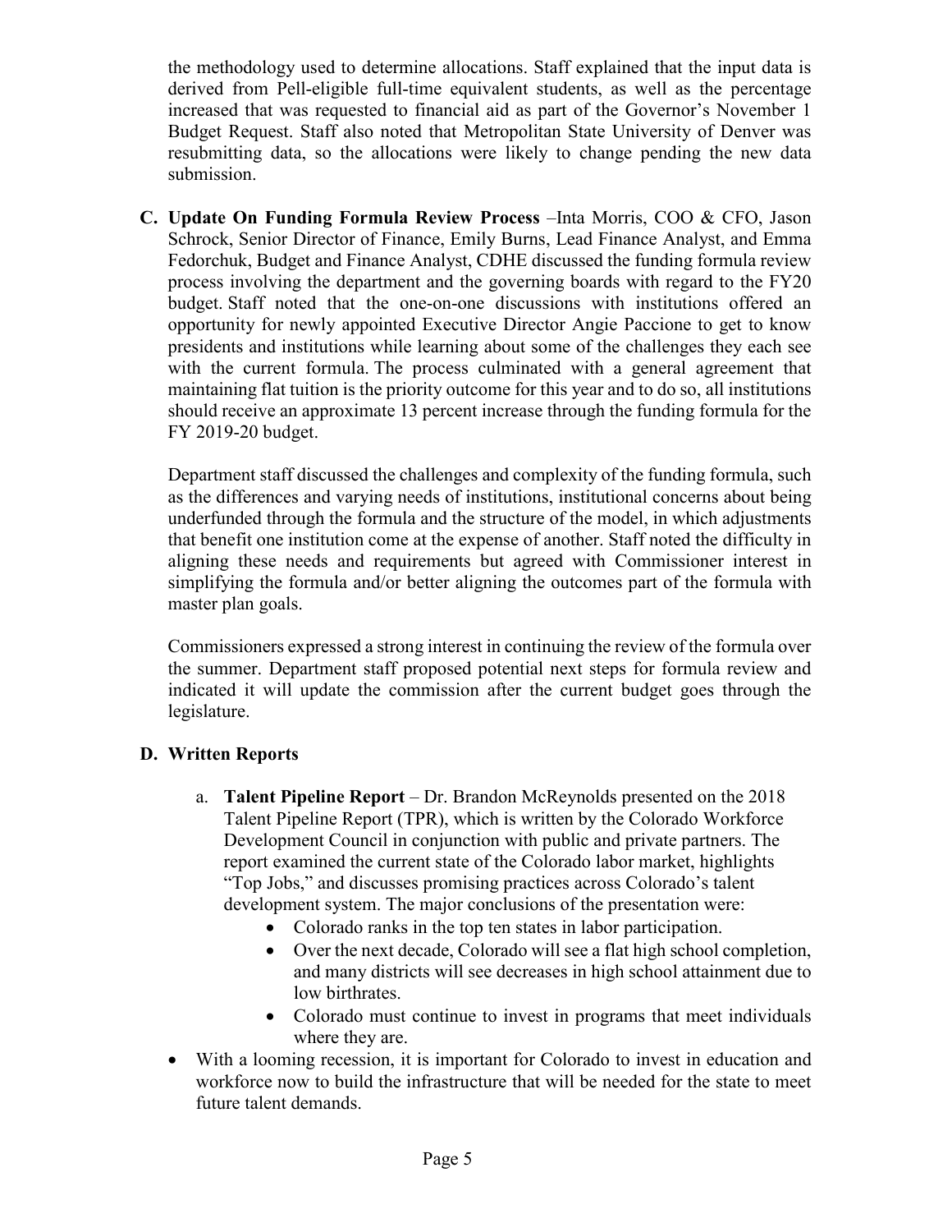the methodology used to determine allocations. Staff explained that the input data is derived from Pell-eligible full-time equivalent students, as well as the percentage increased that was requested to financial aid as part of the Governor's November 1 Budget Request. Staff also noted that Metropolitan State University of Denver was resubmitting data, so the allocations were likely to change pending the new data submission.

**C. Update On Funding Formula Review Process** –Inta Morris, COO & CFO, Jason Schrock, Senior Director of Finance, Emily Burns, Lead Finance Analyst, and Emma Fedorchuk, Budget and Finance Analyst, CDHE discussed the funding formula review process involving the department and the governing boards with regard to the FY20 budget. Staff noted that the one-on-one discussions with institutions offered an opportunity for newly appointed Executive Director Angie Paccione to get to know presidents and institutions while learning about some of the challenges they each see with the current formula. The process culminated with a general agreement that maintaining flat tuition is the priority outcome for this year and to do so, all institutions should receive an approximate 13 percent increase through the funding formula for the FY 2019-20 budget.

Department staff discussed the challenges and complexity of the funding formula, such as the differences and varying needs of institutions, institutional concerns about being underfunded through the formula and the structure of the model, in which adjustments that benefit one institution come at the expense of another. Staff noted the difficulty in aligning these needs and requirements but agreed with Commissioner interest in simplifying the formula and/or better aligning the outcomes part of the formula with master plan goals.

Commissioners expressed a strong interest in continuing the review of the formula over the summer. Department staff proposed potential next steps for formula review and indicated it will update the commission after the current budget goes through the legislature.

**D. Written Reports**

a. **Talent Pipeline Report** – Dr. Brandon McReynolds presented on the 2018 Talent Pipeline Report (TPR), which is written by the Colorado Workforce Development Council in conjunction with public and private partners. The report examined the current state of the Colorado labor market, highlights "Top Jobs," and discusses promising practices across Colorado's talent development system. The major conclusions of the presentation were:
    - Colorado ranks in the top ten states in labor participation.
    - Over the next decade, Colorado will see a flat high school completion, and many districts will see decreases in high school attainment due to low birthrates.
    - Colorado must continue to invest in programs that meet individuals where they are.

- With a looming recession, it is important for Colorado to invest in education and workforce now to build the infrastructure that will be needed for the state to meet future talent demands.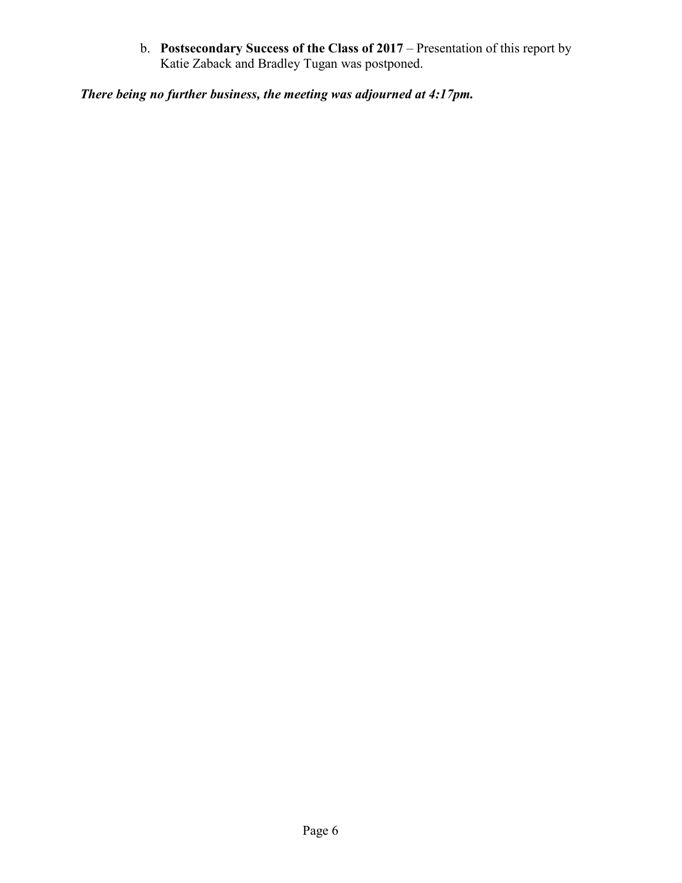b. **Postsecondary Success of the Class of 2017** – Presentation of this report by Katie Zaback and Bradley Tugan was postponed.

***There being no further business, the meeting was adjourned at 4:17pm.***